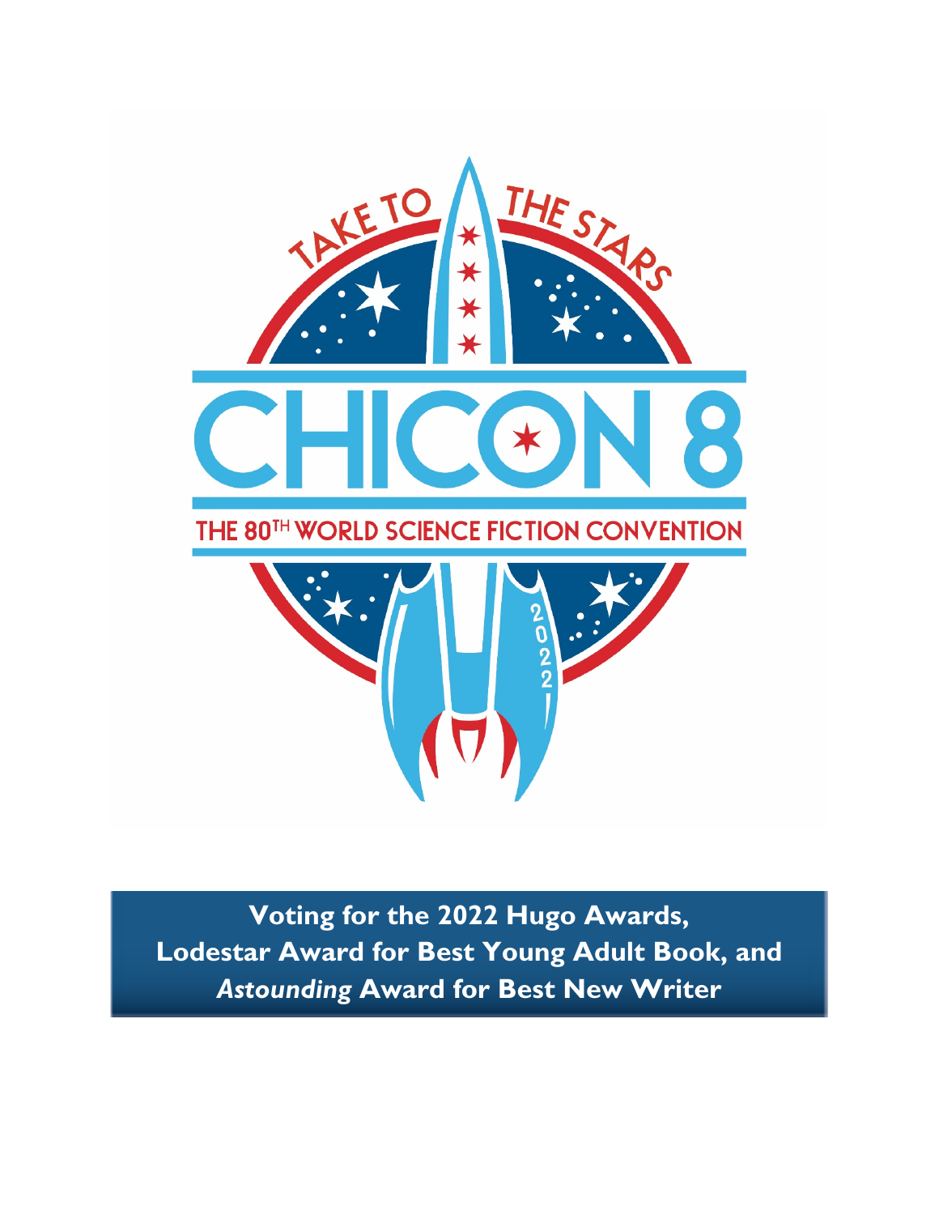TAKE TO THE STARS

# CHICON 8

THE 80TH WORLD SCIENCE FICTION CONVENTION

2022

**Voting for the 2022 Hugo Awards, Lodestar Award for Best Young Adult Book, and *Astounding* Award for Best New Writer**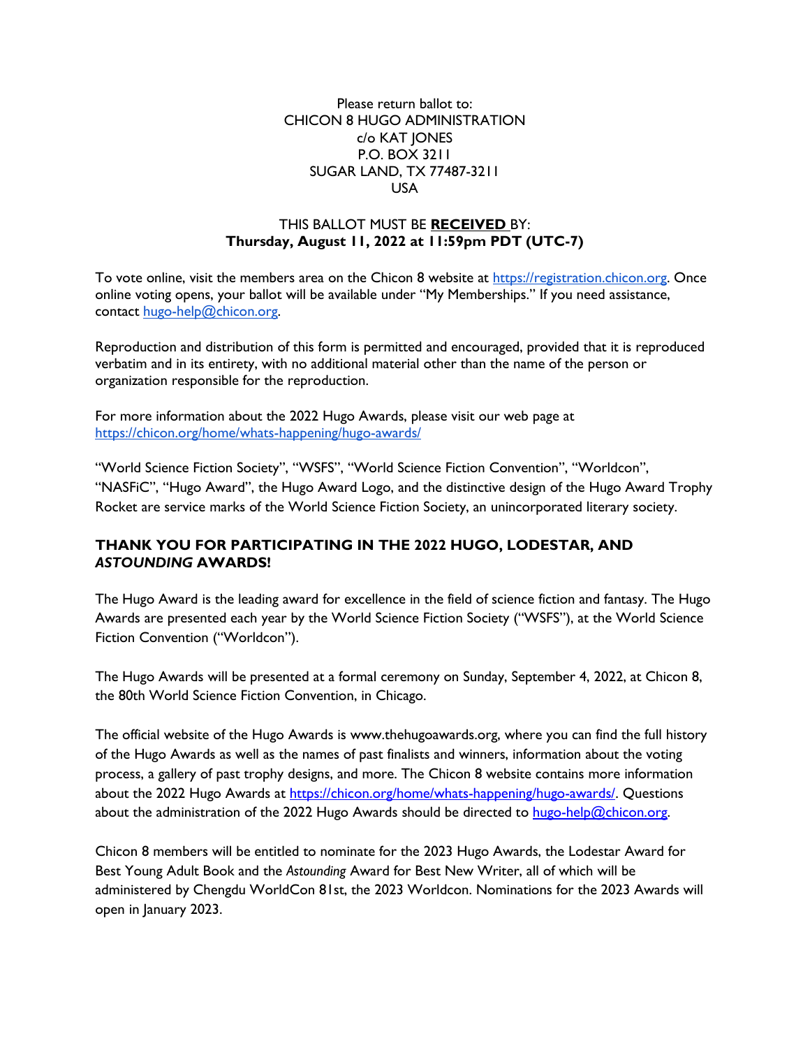Please return ballot to:
CHICON 8 HUGO ADMINISTRATION
c/o KAT JONES
P.O. BOX 3211
SUGAR LAND, TX 77487-3211
USA

THIS BALLOT MUST BE **RECEIVED** BY:
**Thursday, August 11, 2022 at 11:59pm PDT (UTC-7)**

To vote online, visit the members area on the Chicon 8 website at https://registration.chicon.org. Once online voting opens, your ballot will be available under "My Memberships." If you need assistance, contact hugo-help@chicon.org.

Reproduction and distribution of this form is permitted and encouraged, provided that it is reproduced verbatim and in its entirety, with no additional material other than the name of the person or organization responsible for the reproduction.

For more information about the 2022 Hugo Awards, please visit our web page at https://chicon.org/home/whats-happening/hugo-awards/

"World Science Fiction Society", "WSFS", "World Science Fiction Convention", "Worldcon", "NASFiC", "Hugo Award", the Hugo Award Logo, and the distinctive design of the Hugo Award Trophy Rocket are service marks of the World Science Fiction Society, an unincorporated literary society.

## THANK YOU FOR PARTICIPATING IN THE 2022 HUGO, LODESTAR, AND *ASTOUNDING* AWARDS!

The Hugo Award is the leading award for excellence in the field of science fiction and fantasy. The Hugo Awards are presented each year by the World Science Fiction Society ("WSFS"), at the World Science Fiction Convention ("Worldcon").

The Hugo Awards will be presented at a formal ceremony on Sunday, September 4, 2022, at Chicon 8, the 80th World Science Fiction Convention, in Chicago.

The official website of the Hugo Awards is www.thehugoawards.org, where you can find the full history of the Hugo Awards as well as the names of past finalists and winners, information about the voting process, a gallery of past trophy designs, and more. The Chicon 8 website contains more information about the 2022 Hugo Awards at https://chicon.org/home/whats-happening/hugo-awards/. Questions about the administration of the 2022 Hugo Awards should be directed to hugo-help@chicon.org.

Chicon 8 members will be entitled to nominate for the 2023 Hugo Awards, the Lodestar Award for Best Young Adult Book and the *Astounding* Award for Best New Writer, all of which will be administered by Chengdu WorldCon 81st, the 2023 Worldcon. Nominations for the 2023 Awards will open in January 2023.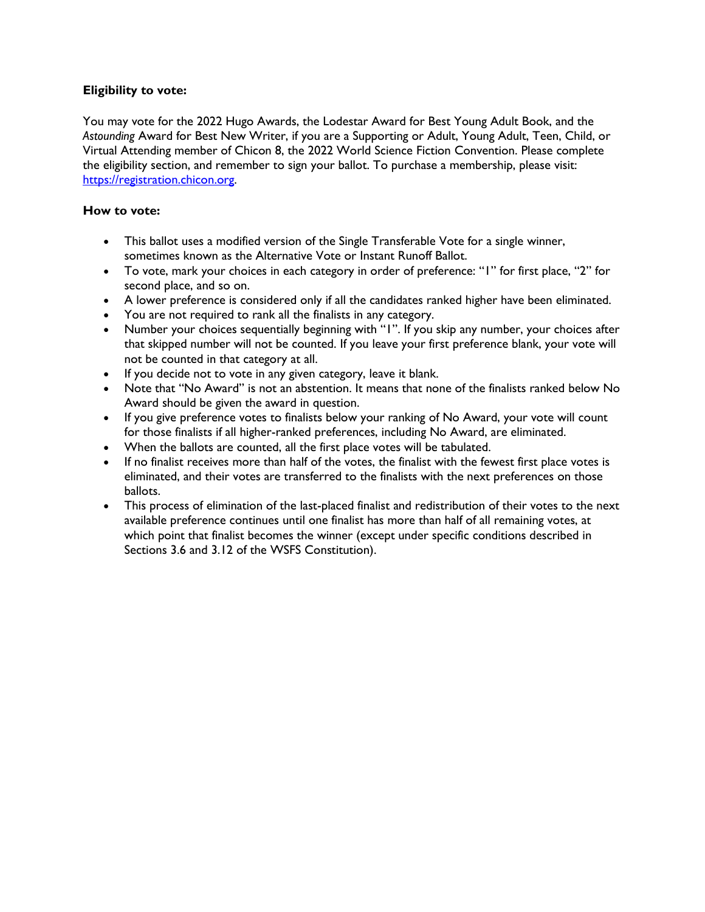**Eligibility to vote:**

You may vote for the 2022 Hugo Awards, the Lodestar Award for Best Young Adult Book, and the *Astounding* Award for Best New Writer, if you are a Supporting or Adult, Young Adult, Teen, Child, or Virtual Attending member of Chicon 8, the 2022 World Science Fiction Convention. Please complete the eligibility section, and remember to sign your ballot. To purchase a membership, please visit: [https://registration.chicon.org](https://registration.chicon.org).

**How to vote:**

- This ballot uses a modified version of the Single Transferable Vote for a single winner, sometimes known as the Alternative Vote or Instant Runoff Ballot.
- To vote, mark your choices in each category in order of preference: "1" for first place, "2" for second place, and so on.
- A lower preference is considered only if all the candidates ranked higher have been eliminated.
- You are not required to rank all the finalists in any category.
- Number your choices sequentially beginning with "1". If you skip any number, your choices after that skipped number will not be counted. If you leave your first preference blank, your vote will not be counted in that category at all.
- If you decide not to vote in any given category, leave it blank.
- Note that "No Award" is not an abstention. It means that none of the finalists ranked below No Award should be given the award in question.
- If you give preference votes to finalists below your ranking of No Award, your vote will count for those finalists if all higher-ranked preferences, including No Award, are eliminated.
- When the ballots are counted, all the first place votes will be tabulated.
- If no finalist receives more than half of the votes, the finalist with the fewest first place votes is eliminated, and their votes are transferred to the finalists with the next preferences on those ballots.
- This process of elimination of the last-placed finalist and redistribution of their votes to the next available preference continues until one finalist has more than half of all remaining votes, at which point that finalist becomes the winner (except under specific conditions described in Sections 3.6 and 3.12 of the WSFS Constitution).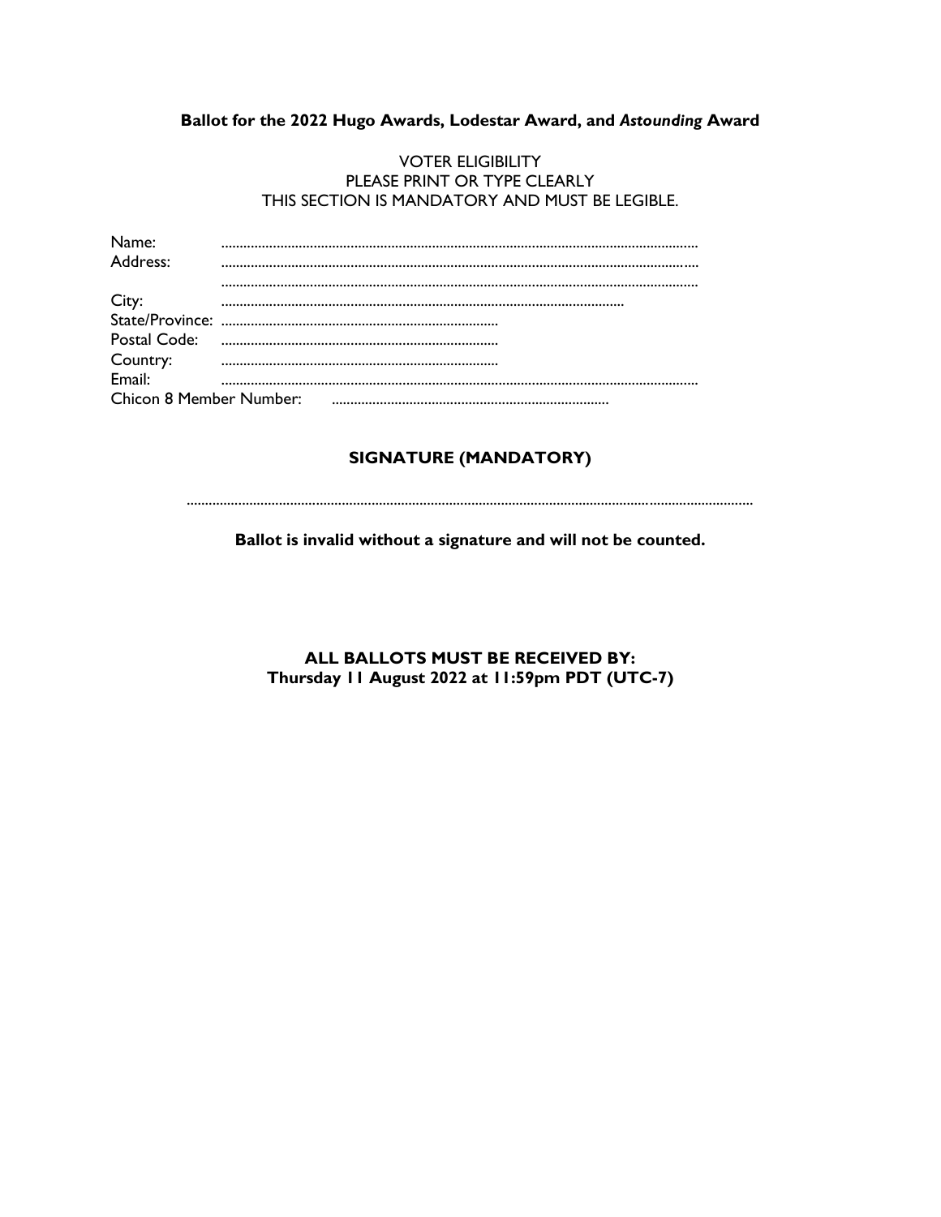**Ballot for the 2022 Hugo Awards, Lodestar Award, and *Astounding* Award**

VOTER ELIGIBILITY
PLEASE PRINT OR TYPE CLEARLY
THIS SECTION IS MANDATORY AND MUST BE LEGIBLE.

Name: ..............................................................................................................................

Address: ..............................................................................................................................

..............................................................................................................................

City: ............................................................................................................

State/Province: ..........................................................................

Postal Code: ..........................................................................

Country: ..........................................................................

Email: ..............................................................................................................................

Chicon 8 Member Number: ..........................................................................

**SIGNATURE (MANDATORY)**

.......................................................................................................................................................

**Ballot is invalid without a signature and will not be counted.**

**ALL BALLOTS MUST BE RECEIVED BY:**
**Thursday 11 August 2022 at 11:59pm PDT (UTC-7)**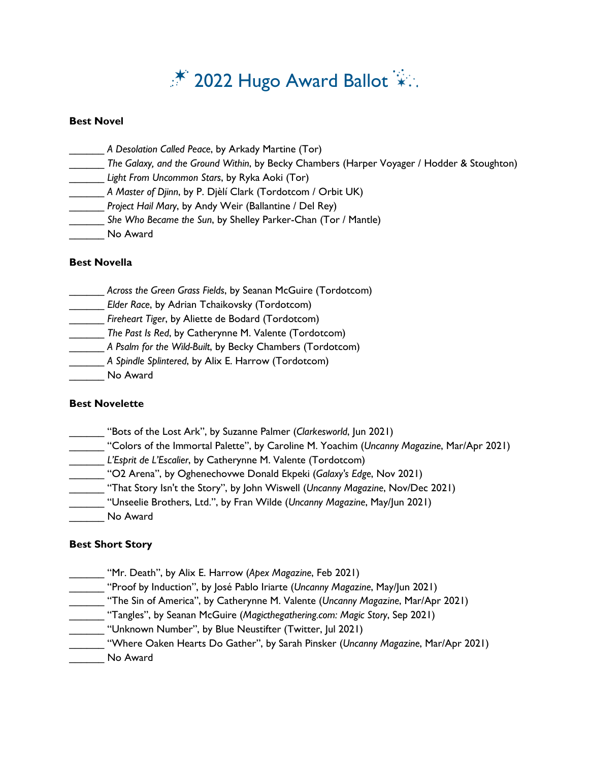# 2022 Hugo Award Ballot

**Best Novel**

______ *A Desolation Called Peace*, by Arkady Martine (Tor)
______ *The Galaxy, and the Ground Within*, by Becky Chambers (Harper Voyager / Hodder & Stoughton)
______ *Light From Uncommon Stars*, by Ryka Aoki (Tor)
______ *A Master of Djinn*, by P. Djèlí Clark (Tordotcom / Orbit UK)
______ *Project Hail Mary*, by Andy Weir (Ballantine / Del Rey)
______ *She Who Became the Sun*, by Shelley Parker-Chan (Tor / Mantle)
______ No Award

**Best Novella**

______ *Across the Green Grass Fields*, by Seanan McGuire (Tordotcom)
______ *Elder Race*, by Adrian Tchaikovsky (Tordotcom)
______ *Fireheart Tiger*, by Aliette de Bodard (Tordotcom)
______ *The Past Is Red*, by Catherynne M. Valente (Tordotcom)
______ *A Psalm for the Wild-Built*, by Becky Chambers (Tordotcom)
______ *A Spindle Splintered*, by Alix E. Harrow (Tordotcom)
______ No Award

**Best Novelette**

______ "Bots of the Lost Ark", by Suzanne Palmer (*Clarkesworld*, Jun 2021)
______ "Colors of the Immortal Palette", by Caroline M. Yoachim (*Uncanny Magazine*, Mar/Apr 2021)
______ *L'Esprit de L'Escalier*, by Catherynne M. Valente (Tordotcom)
______ "O2 Arena", by Oghenechovwe Donald Ekpeki (*Galaxy's Edge*, Nov 2021)
______ "That Story Isn't the Story", by John Wiswell (*Uncanny Magazine*, Nov/Dec 2021)
______ "Unseelie Brothers, Ltd.", by Fran Wilde (*Uncanny Magazine*, May/Jun 2021)
______ No Award

**Best Short Story**

______ "Mr. Death", by Alix E. Harrow (*Apex Magazine*, Feb 2021)
______ "Proof by Induction", by José Pablo Iriarte (*Uncanny Magazine*, May/Jun 2021)
______ "The Sin of America", by Catherynne M. Valente (*Uncanny Magazine*, Mar/Apr 2021)
______ "Tangles", by Seanan McGuire (*Magicthegathering.com: Magic Story*, Sep 2021)
______ "Unknown Number", by Blue Neustifter (Twitter, Jul 2021)
______ "Where Oaken Hearts Do Gather", by Sarah Pinsker (*Uncanny Magazine*, Mar/Apr 2021)
______ No Award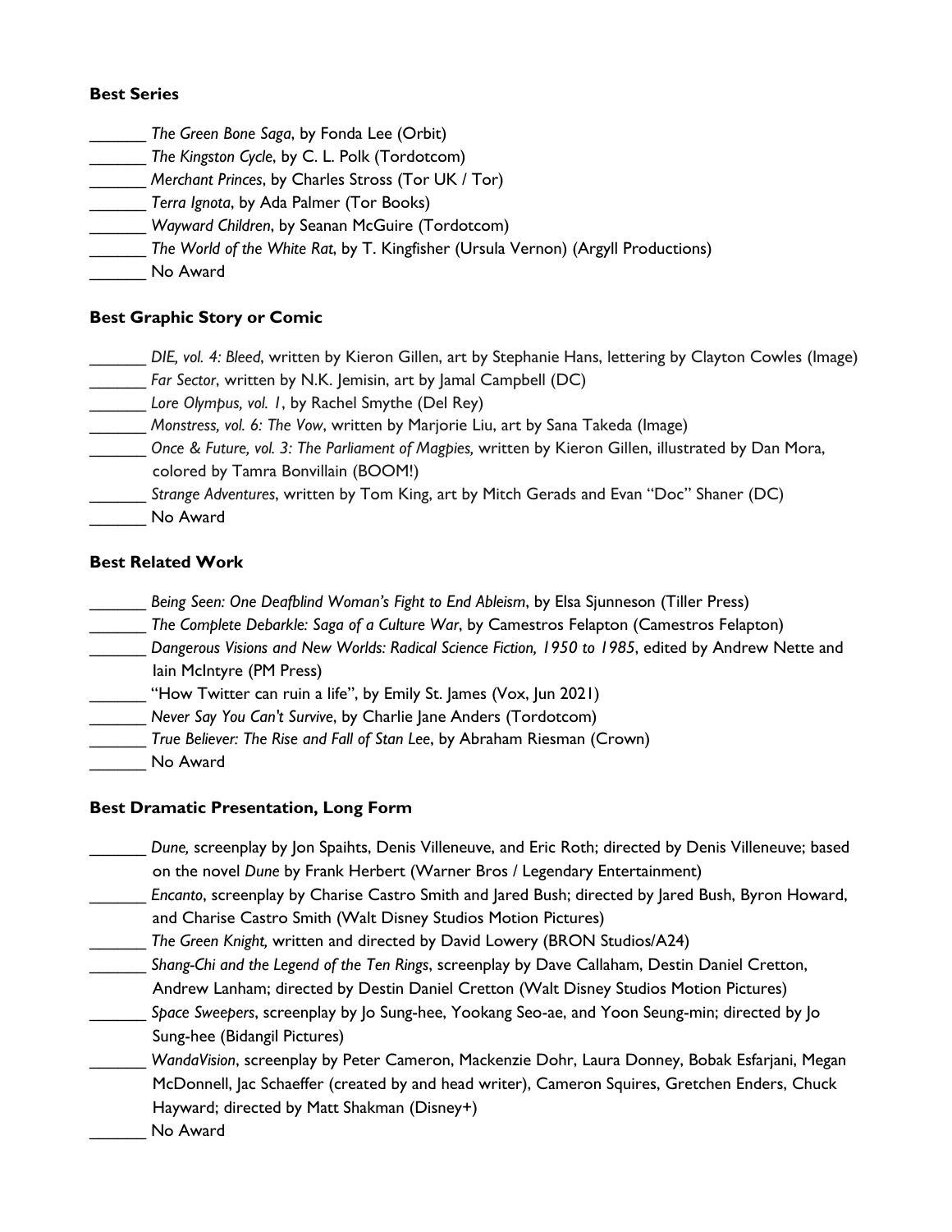**Best Series**

______ *The Green Bone Saga*, by Fonda Lee (Orbit)
______ *The Kingston Cycle*, by C. L. Polk (Tordotcom)
______ *Merchant Princes*, by Charles Stross (Tor UK / Tor)
______ *Terra Ignota*, by Ada Palmer (Tor Books)
______ *Wayward Children*, by Seanan McGuire (Tordotcom)
______ *The World of the White Rat*, by T. Kingfisher (Ursula Vernon) (Argyll Productions)
______ No Award

**Best Graphic Story or Comic**

______ *DIE, vol. 4: Bleed*, written by Kieron Gillen, art by Stephanie Hans, lettering by Clayton Cowles (Image)
______ *Far Sector*, written by N.K. Jemisin, art by Jamal Campbell (DC)
______ *Lore Olympus, vol. 1*, by Rachel Smythe (Del Rey)
______ *Monstress, vol. 6: The Vow*, written by Marjorie Liu, art by Sana Takeda (Image)
______ *Once & Future, vol. 3: The Parliament of Magpies,* written by Kieron Gillen, illustrated by Dan Mora, colored by Tamra Bonvillain (BOOM!)
______ *Strange Adventures*, written by Tom King, art by Mitch Gerads and Evan "Doc" Shaner (DC)
______ No Award

**Best Related Work**

______ *Being Seen: One Deafblind Woman's Fight to End Ableism*, by Elsa Sjunneson (Tiller Press)
______ *The Complete Debarkle: Saga of a Culture War*, by Camestros Felapton (Camestros Felapton)
______ *Dangerous Visions and New Worlds: Radical Science Fiction, 1950 to 1985*, edited by Andrew Nette and Iain McIntyre (PM Press)
______ "How Twitter can ruin a life", by Emily St. James (Vox, Jun 2021)
______ *Never Say You Can't Survive*, by Charlie Jane Anders (Tordotcom)
______ *True Believer: The Rise and Fall of Stan Lee*, by Abraham Riesman (Crown)
______ No Award

**Best Dramatic Presentation, Long Form**

______ *Dune,* screenplay by Jon Spaihts, Denis Villeneuve, and Eric Roth; directed by Denis Villeneuve; based on the novel *Dune* by Frank Herbert (Warner Bros / Legendary Entertainment)
______ *Encanto*, screenplay by Charise Castro Smith and Jared Bush; directed by Jared Bush, Byron Howard, and Charise Castro Smith (Walt Disney Studios Motion Pictures)
______ *The Green Knight,* written and directed by David Lowery (BRON Studios/A24)
______ *Shang-Chi and the Legend of the Ten Rings*, screenplay by Dave Callaham, Destin Daniel Cretton, Andrew Lanham; directed by Destin Daniel Cretton (Walt Disney Studios Motion Pictures)
______ *Space Sweepers*, screenplay by Jo Sung-hee, Yookang Seo-ae, and Yoon Seung-min; directed by Jo Sung-hee (Bidangil Pictures)
______ *WandaVision*, screenplay by Peter Cameron, Mackenzie Dohr, Laura Donney, Bobak Esfarjani, Megan McDonnell, Jac Schaeffer (created by and head writer), Cameron Squires, Gretchen Enders, Chuck Hayward; directed by Matt Shakman (Disney+)
______ No Award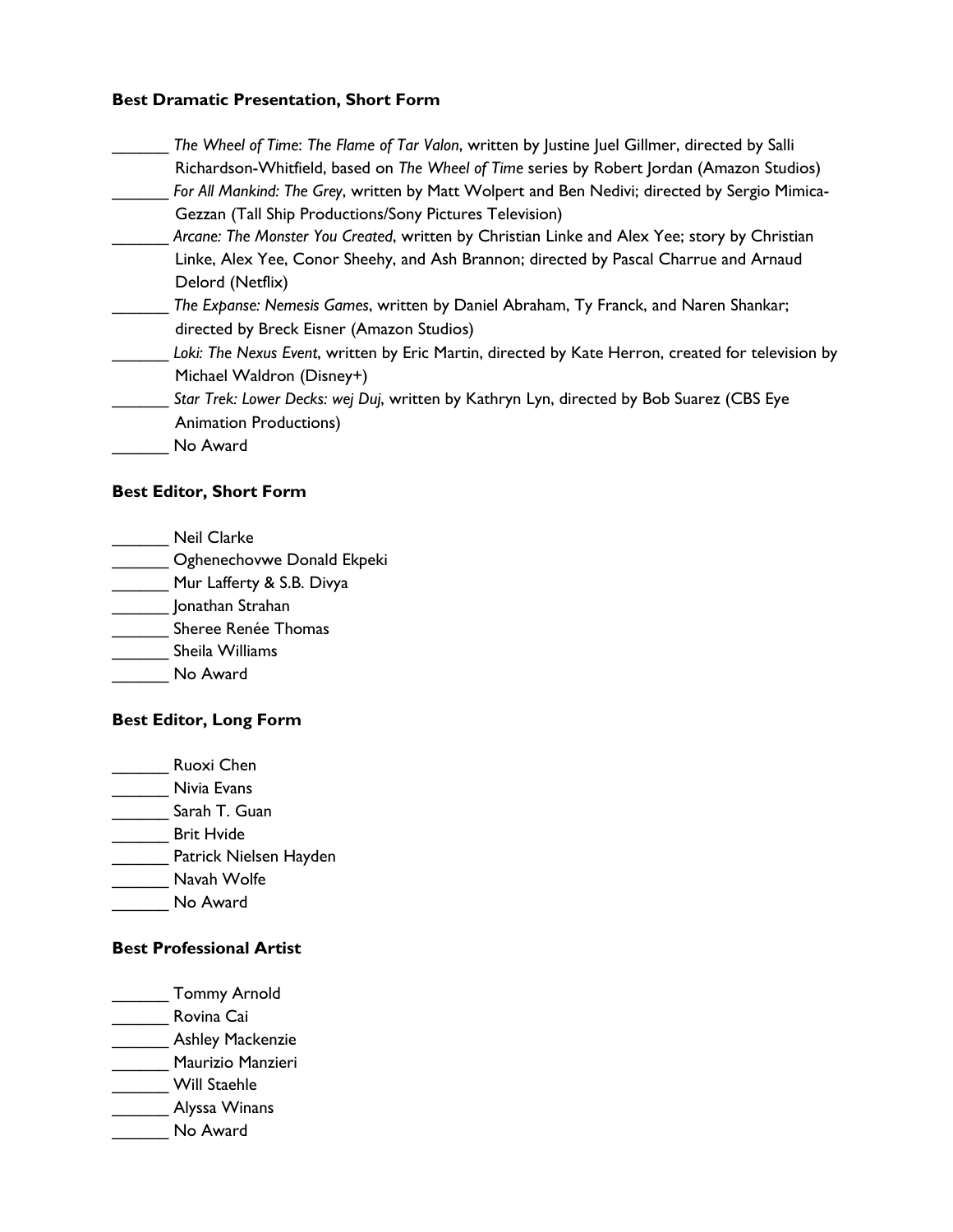**Best Dramatic Presentation, Short Form**

______ *The Wheel of Time*: *The Flame of Tar Valon*, written by Justine Juel Gillmer, directed by Salli Richardson-Whitfield, based on *The Wheel of Time* series by Robert Jordan (Amazon Studios)
______ *For All Mankind: The Grey*, written by Matt Wolpert and Ben Nedivi; directed by Sergio Mimica-Gezzan (Tall Ship Productions/Sony Pictures Television)
______ *Arcane: The Monster You Created*, written by Christian Linke and Alex Yee; story by Christian Linke, Alex Yee, Conor Sheehy, and Ash Brannon; directed by Pascal Charrue and Arnaud Delord (Netflix)
______ *The Expanse: Nemesis Games*, written by Daniel Abraham, Ty Franck, and Naren Shankar; directed by Breck Eisner (Amazon Studios)
______ *Loki: The Nexus Event*, written by Eric Martin, directed by Kate Herron, created for television by Michael Waldron (Disney+)
______ *Star Trek: Lower Decks: wej Duj*, written by Kathryn Lyn, directed by Bob Suarez (CBS Eye Animation Productions)
______ No Award

**Best Editor, Short Form**

______ Neil Clarke
______ Oghenechovwe Donald Ekpeki
______ Mur Lafferty & S.B. Divya
______ Jonathan Strahan
______ Sheree Renée Thomas
______ Sheila Williams
______ No Award

**Best Editor, Long Form**

______ Ruoxi Chen
______ Nivia Evans
______ Sarah T. Guan
______ Brit Hvide
______ Patrick Nielsen Hayden
______ Navah Wolfe
______ No Award

**Best Professional Artist**

______ Tommy Arnold
______ Rovina Cai
______ Ashley Mackenzie
______ Maurizio Manzieri
______ Will Staehle
______ Alyssa Winans
______ No Award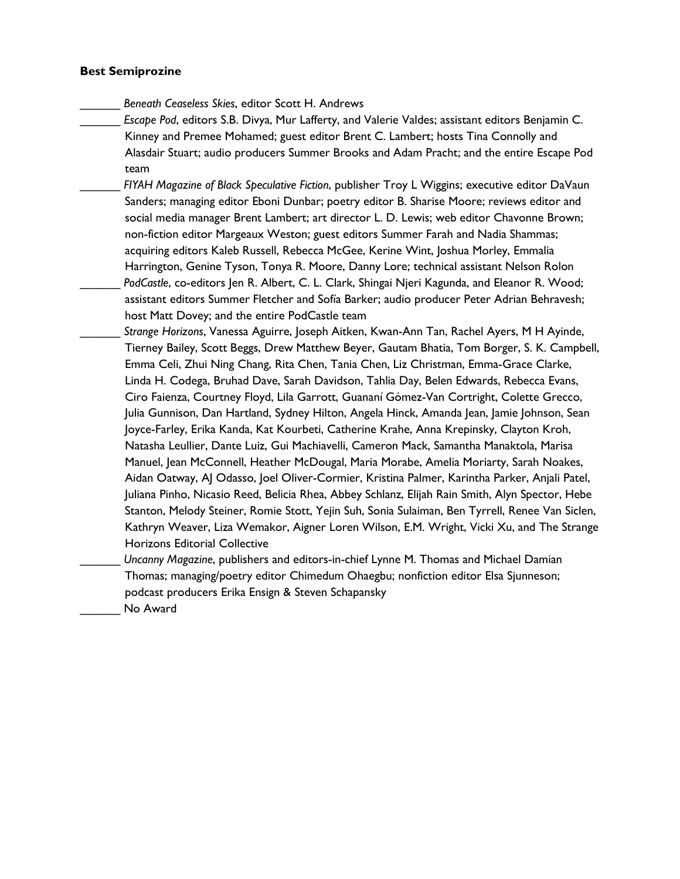**Best Semiprozine**

______ *Beneath Ceaseless Skies*, editor Scott H. Andrews

______ *Escape Pod*, editors S.B. Divya, Mur Lafferty, and Valerie Valdes; assistant editors Benjamin C. Kinney and Premee Mohamed; guest editor Brent C. Lambert; hosts Tina Connolly and Alasdair Stuart; audio producers Summer Brooks and Adam Pracht; and the entire Escape Pod team

______ *FIYAH Magazine of Black Speculative Fiction*, publisher Troy L Wiggins; executive editor DaVaun Sanders; managing editor Eboni Dunbar; poetry editor B. Sharise Moore; reviews editor and social media manager Brent Lambert; art director L. D. Lewis; web editor Chavonne Brown; non-fiction editor Margeaux Weston; guest editors Summer Farah and Nadia Shammas; acquiring editors Kaleb Russell, Rebecca McGee, Kerine Wint, Joshua Morley, Emmalia Harrington, Genine Tyson, Tonya R. Moore, Danny Lore; technical assistant Nelson Rolon

______ *PodCastle*, co-editors Jen R. Albert, C. L. Clark, Shingai Njeri Kagunda, and Eleanor R. Wood; assistant editors Summer Fletcher and Sofía Barker; audio producer Peter Adrian Behravesh; host Matt Dovey; and the entire PodCastle team

______ *Strange Horizons*, Vanessa Aguirre, Joseph Aitken, Kwan-Ann Tan, Rachel Ayers, M H Ayinde, Tierney Bailey, Scott Beggs, Drew Matthew Beyer, Gautam Bhatia, Tom Borger, S. K. Campbell, Emma Celi, Zhui Ning Chang, Rita Chen, Tania Chen, Liz Christman, Emma-Grace Clarke, Linda H. Codega, Bruhad Dave, Sarah Davidson, Tahlia Day, Belen Edwards, Rebecca Evans, Ciro Faienza, Courtney Floyd, Lila Garrott, Guananí Gómez-Van Cortright, Colette Grecco, Julia Gunnison, Dan Hartland, Sydney Hilton, Angela Hinck, Amanda Jean, Jamie Johnson, Sean Joyce-Farley, Erika Kanda, Kat Kourbeti, Catherine Krahe, Anna Krepinsky, Clayton Kroh, Natasha Leullier, Dante Luiz, Gui Machiavelli, Cameron Mack, Samantha Manaktola, Marisa Manuel, Jean McConnell, Heather McDougal, Maria Morabe, Amelia Moriarty, Sarah Noakes, Aidan Oatway, AJ Odasso, Joel Oliver-Cormier, Kristina Palmer, Karintha Parker, Anjali Patel, Juliana Pinho, Nicasio Reed, Belicia Rhea, Abbey Schlanz, Elijah Rain Smith, Alyn Spector, Hebe Stanton, Melody Steiner, Romie Stott, Yejin Suh, Sonia Sulaiman, Ben Tyrrell, Renee Van Siclen, Kathryn Weaver, Liza Wemakor, Aigner Loren Wilson, E.M. Wright, Vicki Xu, and The Strange Horizons Editorial Collective

______ *Uncanny Magazine*, publishers and editors-in-chief Lynne M. Thomas and Michael Damian Thomas; managing/poetry editor Chimedum Ohaegbu; nonfiction editor Elsa Sjunneson; podcast producers Erika Ensign & Steven Schapansky

______ No Award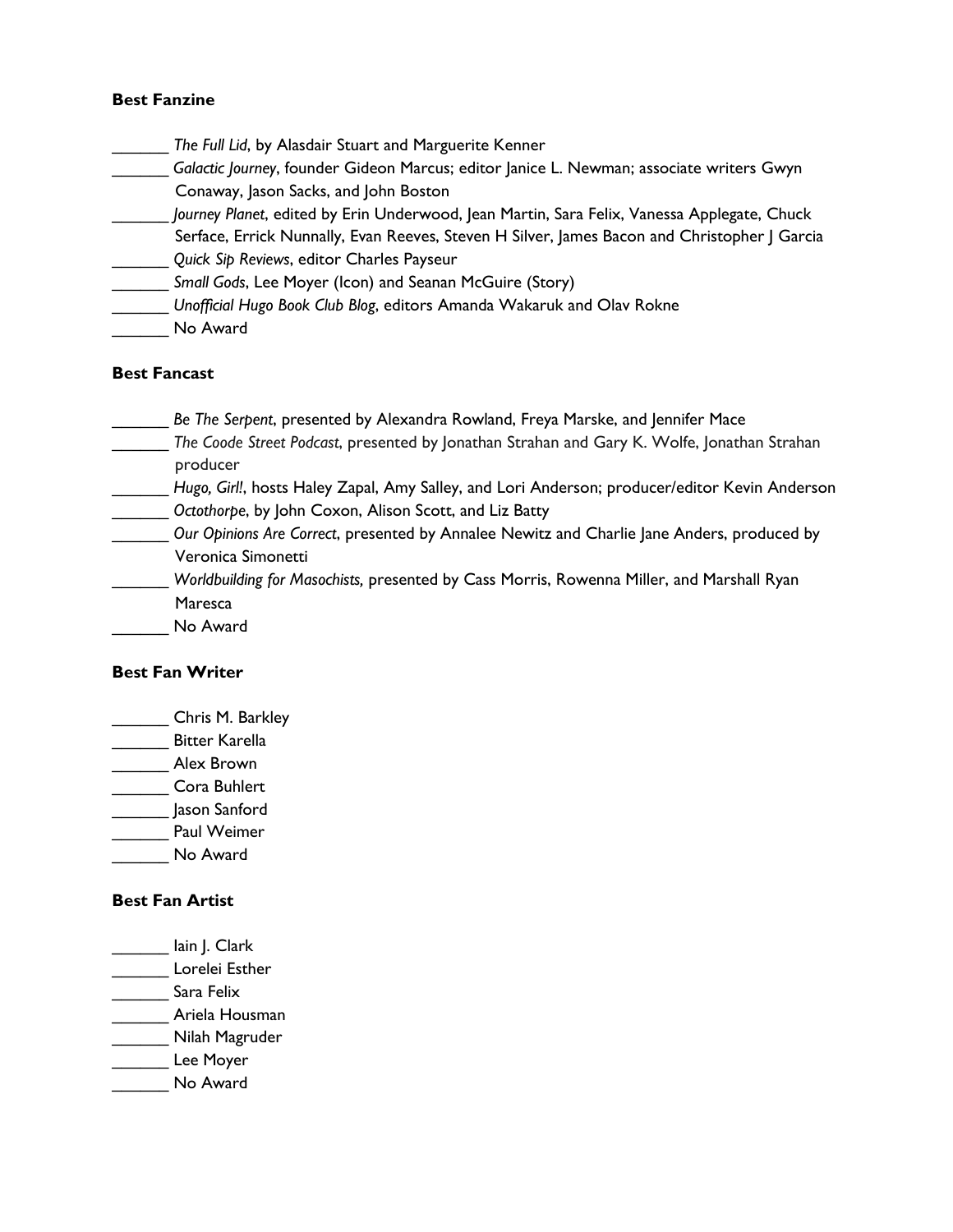**Best Fanzine**

______ *The Full Lid*, by Alasdair Stuart and Marguerite Kenner
______ *Galactic Journey*, founder Gideon Marcus; editor Janice L. Newman; associate writers Gwyn Conaway, Jason Sacks, and John Boston
______ *Journey Planet*, edited by Erin Underwood, Jean Martin, Sara Felix, Vanessa Applegate, Chuck Serface, Errick Nunnally, Evan Reeves, Steven H Silver, James Bacon and Christopher J Garcia
______ *Quick Sip Reviews*, editor Charles Payseur
______ *Small Gods*, Lee Moyer (Icon) and Seanan McGuire (Story)
______ *Unofficial Hugo Book Club Blog*, editors Amanda Wakaruk and Olav Rokne
______ No Award

**Best Fancast**

______ *Be The Serpent*, presented by Alexandra Rowland, Freya Marske, and Jennifer Mace
______ *The Coode Street Podcast*, presented by Jonathan Strahan and Gary K. Wolfe, Jonathan Strahan producer
______ *Hugo, Girl!*, hosts Haley Zapal, Amy Salley, and Lori Anderson; producer/editor Kevin Anderson
______ *Octothorpe*, by John Coxon, Alison Scott, and Liz Batty
______ *Our Opinions Are Correct*, presented by Annalee Newitz and Charlie Jane Anders, produced by Veronica Simonetti
______ *Worldbuilding for Masochists,* presented by Cass Morris, Rowenna Miller, and Marshall Ryan Maresca
______ No Award

**Best Fan Writer**

______ Chris M. Barkley
______ Bitter Karella
______ Alex Brown
______ Cora Buhlert
______ Jason Sanford
______ Paul Weimer
______ No Award

**Best Fan Artist**

______ Iain J. Clark
______ Lorelei Esther
______ Sara Felix
______ Ariela Housman
______ Nilah Magruder
______ Lee Moyer
______ No Award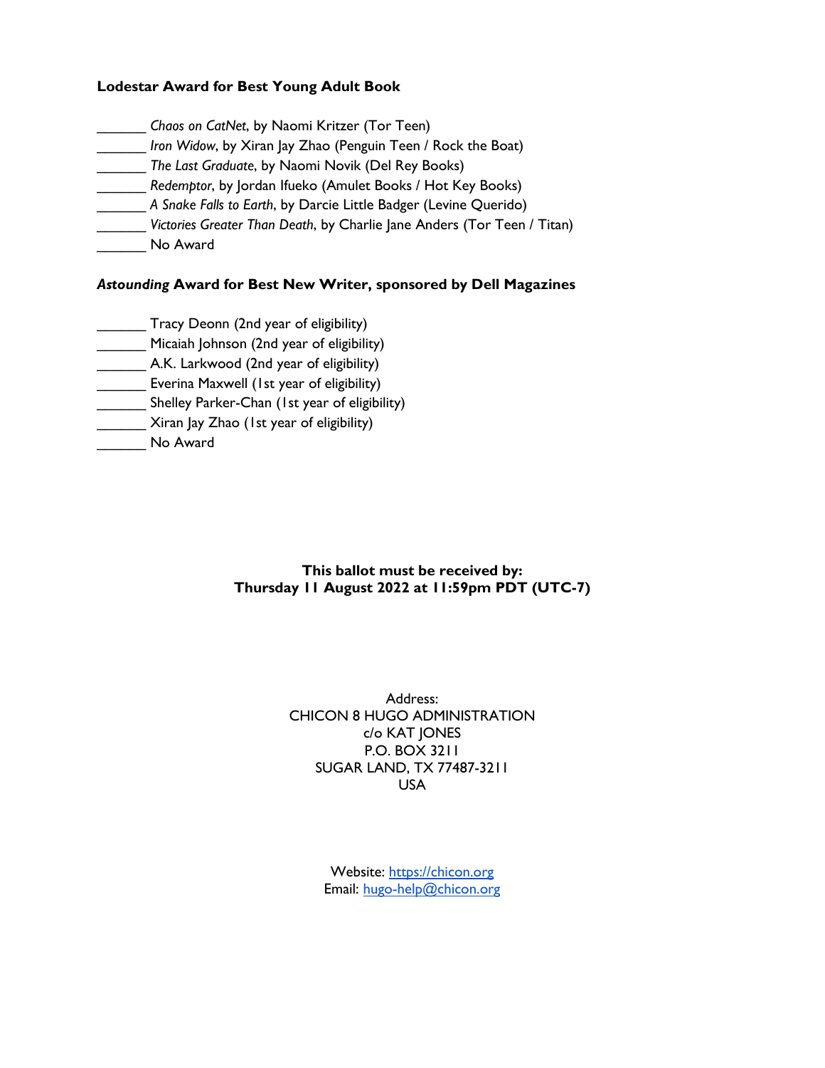**Lodestar Award for Best Young Adult Book**

______ *Chaos on CatNet*, by Naomi Kritzer (Tor Teen)
______ *Iron Widow*, by Xiran Jay Zhao (Penguin Teen / Rock the Boat)
______ *The Last Graduate*, by Naomi Novik (Del Rey Books)
______ *Redemptor*, by Jordan Ifueko (Amulet Books / Hot Key Books)
______ *A Snake Falls to Earth*, by Darcie Little Badger (Levine Querido)
______ *Victories Greater Than Death*, by Charlie Jane Anders (Tor Teen / Titan)
______ No Award

***Astounding* Award for Best New Writer, sponsored by Dell Magazines**

______ Tracy Deonn (2nd year of eligibility)
______ Micaiah Johnson (2nd year of eligibility)
______ A.K. Larkwood (2nd year of eligibility)
______ Everina Maxwell (1st year of eligibility)
______ Shelley Parker-Chan (1st year of eligibility)
______ Xiran Jay Zhao (1st year of eligibility)
______ No Award

**This ballot must be received by:**
**Thursday 11 August 2022 at 11:59pm PDT (UTC-7)**

Address:
CHICON 8 HUGO ADMINISTRATION
c/o KAT JONES
P.O. BOX 3211
SUGAR LAND, TX 77487-3211
USA

Website: https://chicon.org
Email: hugo-help@chicon.org